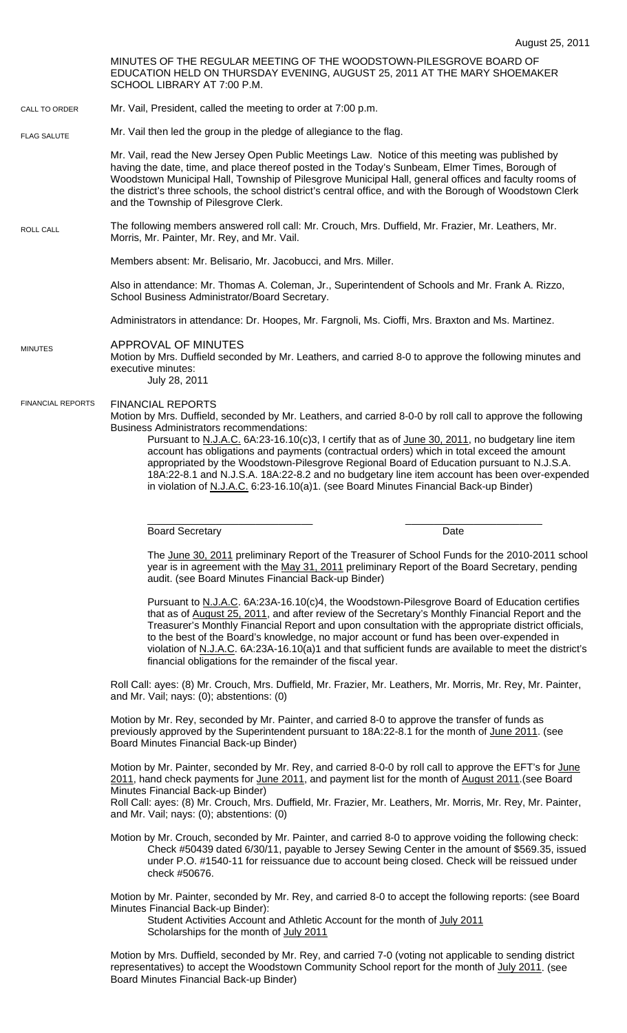August 25, 2011

MINUTES OF THE REGULAR MEETING OF THE WOODSTOWN-PILESGROVE BOARD OF EDUCATION HELD ON THURSDAY EVENING, AUGUST 25, 2011 AT THE MARY SHOEMAKER SCHOOL LIBRARY AT 7:00 P.M.

CALL TO ORDER

Mr. Vail, President, called the meeting to order at 7:00 p.m.

FLAG SALUTE

Mr. Vail then led the group in the pledge of allegiance to the flag.

Mr. Vail, read the New Jersey Open Public Meetings Law. Notice of this meeting was published by having the date, time, and place thereof posted in the Today's Sunbeam, Elmer Times, Borough of Woodstown Municipal Hall, Township of Pilesgrove Municipal Hall, general offices and faculty rooms of the district's three schools, the school district's central office, and with the Borough of Woodstown Clerk and the Township of Pilesgrove Clerk.

ROLL CALL

The following members answered roll call: Mr. Crouch, Mrs. Duffield, Mr. Frazier, Mr. Leathers, Mr. Morris, Mr. Painter, Mr. Rey, and Mr. Vail.

Members absent: Mr. Belisario, Mr. Jacobucci, and Mrs. Miller.

Also in attendance: Mr. Thomas A. Coleman, Jr., Superintendent of Schools and Mr. Frank A. Rizzo, School Business Administrator/Board Secretary.

Administrators in attendance: Dr. Hoopes, Mr. Fargnoli, Ms. Cioffi, Mrs. Braxton and Ms. Martinez.

MINUTES

APPROVAL OF MINUTES

Motion by Mrs. Duffield seconded by Mr. Leathers, and carried 8-0 to approve the following minutes and executive minutes:

July 28, 2011

FINANCIAL REPORTS

FINANCIAL REPORTS

Motion by Mrs. Duffield, seconded by Mr. Leathers, and carried 8-0-0 by roll call to approve the following Business Administrators recommendations:

Pursuant to N.J.A.C. 6A:23-16.10(c)3, I certify that as of June 30, 2011, no budgetary line item account has obligations and payments (contractual orders) which in total exceed the amount appropriated by the Woodstown-Pilesgrove Regional Board of Education pursuant to N.J.S.A. 18A:22-8.1 and N.J.S.A. 18A:22-8.2 and no budgetary line item account has been over-expended in violation of N.J.A.C. 6:23-16.10(a)1. (see Board Minutes Financial Back-up Binder)

Board Secretary                                        Date

The June 30, 2011 preliminary Report of the Treasurer of School Funds for the 2010-2011 school year is in agreement with the May 31, 2011 preliminary Report of the Board Secretary, pending audit. (see Board Minutes Financial Back-up Binder)

Pursuant to N.J.A.C. 6A:23A-16.10(c)4, the Woodstown-Pilesgrove Board of Education certifies that as of August 25, 2011, and after review of the Secretary's Monthly Financial Report and the Treasurer's Monthly Financial Report and upon consultation with the appropriate district officials, to the best of the Board's knowledge, no major account or fund has been over-expended in violation of N.J.A.C. 6A:23A-16.10(a)1 and that sufficient funds are available to meet the district's financial obligations for the remainder of the fiscal year.

Roll Call: ayes: (8) Mr. Crouch, Mrs. Duffield, Mr. Frazier, Mr. Leathers, Mr. Morris, Mr. Rey, Mr. Painter, and Mr. Vail; nays: (0); abstentions: (0)

Motion by Mr. Rey, seconded by Mr. Painter, and carried 8-0 to approve the transfer of funds as previously approved by the Superintendent pursuant to 18A:22-8.1 for the month of June 2011. (see Board Minutes Financial Back-up Binder)

Motion by Mr. Painter, seconded by Mr. Rey, and carried 8-0-0 by roll call to approve the EFT's for June 2011, hand check payments for June 2011, and payment list for the month of August 2011.(see Board Minutes Financial Back-up Binder)

Roll Call: ayes: (8) Mr. Crouch, Mrs. Duffield, Mr. Frazier, Mr. Leathers, Mr. Morris, Mr. Rey, Mr. Painter, and Mr. Vail; nays: (0); abstentions: (0)

Motion by Mr. Crouch, seconded by Mr. Painter, and carried 8-0 to approve voiding the following check:

Check #50439 dated 6/30/11, payable to Jersey Sewing Center in the amount of $569.35, issued under P.O. #1540-11 for reissuance due to account being closed. Check will be reissued under check #50676.

Motion by Mr. Painter, seconded by Mr. Rey, and carried 8-0 to accept the following reports: (see Board Minutes Financial Back-up Binder):

Student Activities Account and Athletic Account for the month of July 2011

Scholarships for the month of July 2011

Motion by Mrs. Duffield, seconded by Mr. Rey, and carried 7-0 (voting not applicable to sending district representatives) to accept the Woodstown Community School report for the month of July 2011. (see Board Minutes Financial Back-up Binder)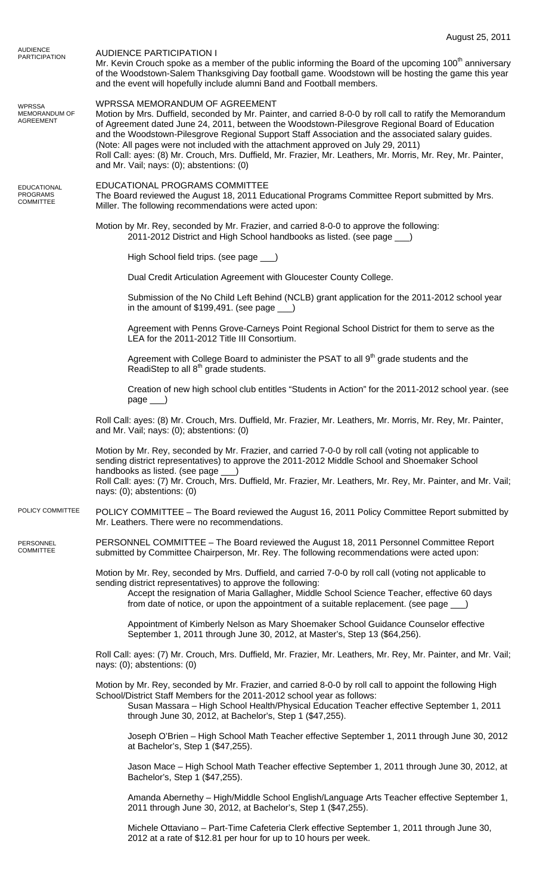August 25, 2011

AUDIENCE PARTICIPATION

**AUDIENCE PARTICIPATION I**

Mr. Kevin Crouch spoke as a member of the public informing the Board of the upcoming 100th anniversary of the Woodstown-Salem Thanksgiving Day football game. Woodstown will be hosting the game this year and the event will hopefully include alumni Band and Football members.

WPRSSA MEMORANDUM OF AGREEMENT

**WPRSSA MEMORANDUM OF AGREEMENT**

Motion by Mrs. Duffield, seconded by Mr. Painter, and carried 8-0-0 by roll call to ratify the Memorandum of Agreement dated June 24, 2011, between the Woodstown-Pilesgrove Regional Board of Education and the Woodstown-Pilesgrove Regional Support Staff Association and the associated salary guides. (Note: All pages were not included with the attachment approved on July 29, 2011)

Roll Call: ayes: (8) Mr. Crouch, Mrs. Duffield, Mr. Frazier, Mr. Leathers, Mr. Morris, Mr. Rey, Mr. Painter, and Mr. Vail; nays: (0); abstentions: (0)

EDUCATIONAL PROGRAMS COMMITTEE

**EDUCATIONAL PROGRAMS COMMITTEE**

The Board reviewed the August 18, 2011 Educational Programs Committee Report submitted by Mrs. Miller. The following recommendations were acted upon:

Motion by Mr. Rey, seconded by Mr. Frazier, and carried 8-0-0 to approve the following:

2011-2012 District and High School handbooks as listed. (see page ___)

High School field trips. (see page ___)

Dual Credit Articulation Agreement with Gloucester County College.

Submission of the No Child Left Behind (NCLB) grant application for the 2011-2012 school year in the amount of $199,491. (see page ___)

Agreement with Penns Grove-Carneys Point Regional School District for them to serve as the LEA for the 2011-2012 Title III Consortium.

Agreement with College Board to administer the PSAT to all 9th grade students and the ReadiStep to all 8th grade students.

Creation of new high school club entitles "Students in Action" for the 2011-2012 school year. (see page ___)

Roll Call: ayes: (8) Mr. Crouch, Mrs. Duffield, Mr. Frazier, Mr. Leathers, Mr. Morris, Mr. Rey, Mr. Painter, and Mr. Vail; nays: (0); abstentions: (0)

Motion by Mr. Rey, seconded by Mr. Frazier, and carried 7-0-0 by roll call (voting not applicable to sending district representatives) to approve the 2011-2012 Middle School and Shoemaker School handbooks as listed. (see page ___)

Roll Call: ayes: (7) Mr. Crouch, Mrs. Duffield, Mr. Frazier, Mr. Leathers, Mr. Rey, Mr. Painter, and Mr. Vail; nays: (0); abstentions: (0)

POLICY COMMITTEE

**POLICY COMMITTEE** – The Board reviewed the August 16, 2011 Policy Committee Report submitted by Mr. Leathers. There were no recommendations.

PERSONNEL COMMITTEE

**PERSONNEL COMMITTEE** – The Board reviewed the August 18, 2011 Personnel Committee Report submitted by Committee Chairperson, Mr. Rey. The following recommendations were acted upon:

Motion by Mr. Rey, seconded by Mrs. Duffield, and carried 7-0-0 by roll call (voting not applicable to sending district representatives) to approve the following:

Accept the resignation of Maria Gallagher, Middle School Science Teacher, effective 60 days from date of notice, or upon the appointment of a suitable replacement. (see page ___)

Appointment of Kimberly Nelson as Mary Shoemaker School Guidance Counselor effective September 1, 2011 through June 30, 2012, at Master's, Step 13 ($64,256).

Roll Call: ayes: (7) Mr. Crouch, Mrs. Duffield, Mr. Frazier, Mr. Leathers, Mr. Rey, Mr. Painter, and Mr. Vail; nays: (0); abstentions: (0)

Motion by Mr. Rey, seconded by Mr. Frazier, and carried 8-0-0 by roll call to appoint the following High School/District Staff Members for the 2011-2012 school year as follows:

Susan Massara – High School Health/Physical Education Teacher effective September 1, 2011 through June 30, 2012, at Bachelor's, Step 1 ($47,255).

Joseph O'Brien – High School Math Teacher effective September 1, 2011 through June 30, 2012 at Bachelor's, Step 1 ($47,255).

Jason Mace – High School Math Teacher effective September 1, 2011 through June 30, 2012, at Bachelor's, Step 1 ($47,255).

Amanda Abernethy – High/Middle School English/Language Arts Teacher effective September 1, 2011 through June 30, 2012, at Bachelor's, Step 1 ($47,255).

Michele Ottaviano – Part-Time Cafeteria Clerk effective September 1, 2011 through June 30, 2012 at a rate of $12.81 per hour for up to 10 hours per week.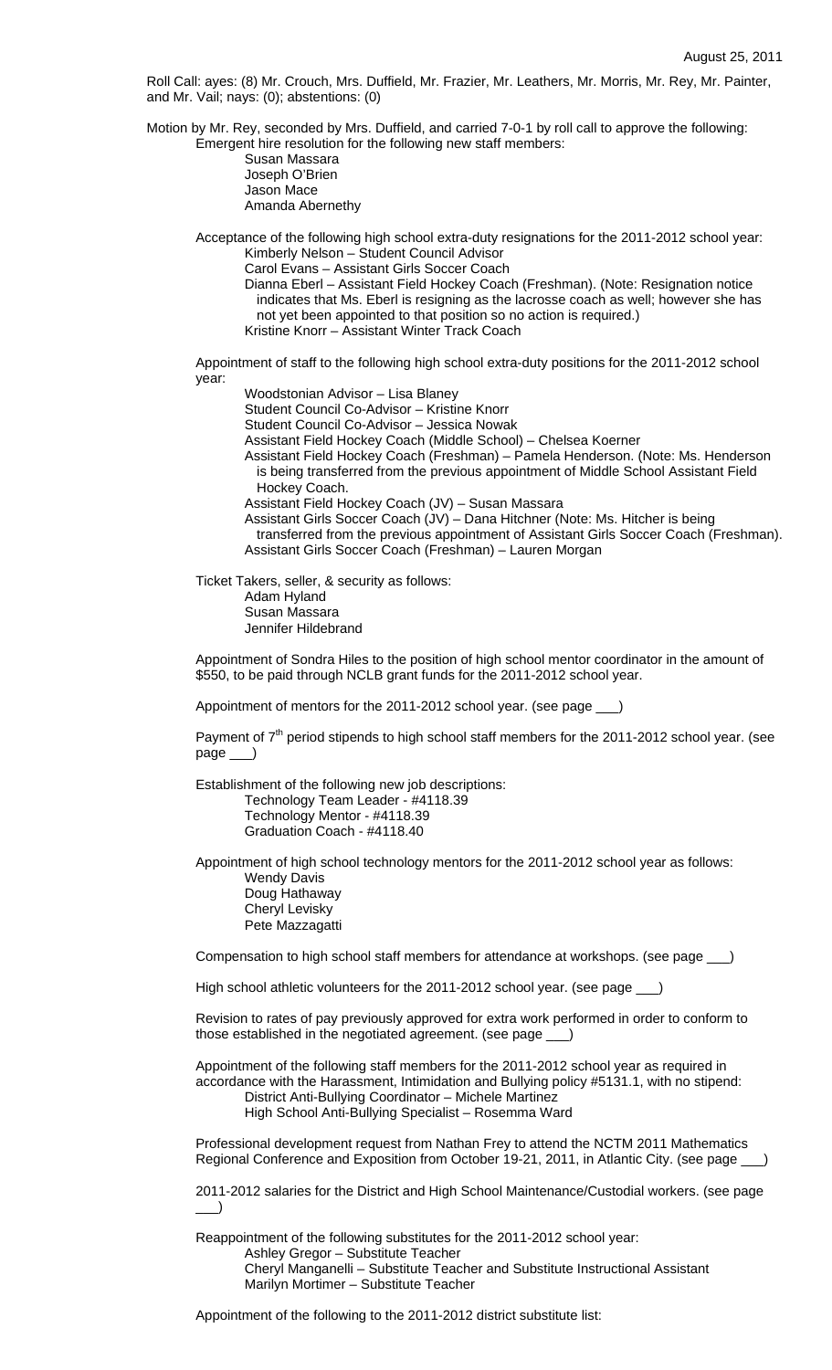Roll Call: ayes: (8) Mr. Crouch, Mrs. Duffield, Mr. Frazier, Mr. Leathers, Mr. Morris, Mr. Rey, Mr. Painter, and Mr. Vail; nays: (0); abstentions: (0)

Motion by Mr. Rey, seconded by Mrs. Duffield, and carried 7-0-1 by roll call to approve the following:

Emergent hire resolution for the following new staff members:

- Susan Massara
- Joseph O'Brien
- Jason Mace
- Amanda Abernethy

Acceptance of the following high school extra-duty resignations for the 2011-2012 school year:

- Kimberly Nelson – Student Council Advisor
- Carol Evans – Assistant Girls Soccer Coach
- Dianna Eberl – Assistant Field Hockey Coach (Freshman). (Note: Resignation notice indicates that Ms. Eberl is resigning as the lacrosse coach as well; however she has not yet been appointed to that position so no action is required.)
- Kristine Knorr – Assistant Winter Track Coach

Appointment of staff to the following high school extra-duty positions for the 2011-2012 school year:

- Woodstonian Advisor – Lisa Blaney
- Student Council Co-Advisor – Kristine Knorr
- Student Council Co-Advisor – Jessica Nowak
- Assistant Field Hockey Coach (Middle School) – Chelsea Koerner
- Assistant Field Hockey Coach (Freshman) – Pamela Henderson. (Note: Ms. Henderson is being transferred from the previous appointment of Middle School Assistant Field Hockey Coach.
- Assistant Field Hockey Coach (JV) – Susan Massara
- Assistant Girls Soccer Coach (JV) – Dana Hitchner (Note: Ms. Hitcher is being transferred from the previous appointment of Assistant Girls Soccer Coach (Freshman).
- Assistant Girls Soccer Coach (Freshman) – Lauren Morgan

Ticket Takers, seller, & security as follows:

- Adam Hyland
- Susan Massara
- Jennifer Hildebrand

Appointment of Sondra Hiles to the position of high school mentor coordinator in the amount of $550, to be paid through NCLB grant funds for the 2011-2012 school year.

Appointment of mentors for the 2011-2012 school year. (see page ___)

Payment of 7th period stipends to high school staff members for the 2011-2012 school year. (see page ___)

Establishment of the following new job descriptions:

- Technology Team Leader - #4118.39
- Technology Mentor - #4118.39
- Graduation Coach - #4118.40

Appointment of high school technology mentors for the 2011-2012 school year as follows:

- Wendy Davis
- Doug Hathaway
- Cheryl Levisky
- Pete Mazzagatti

Compensation to high school staff members for attendance at workshops. (see page ___)

High school athletic volunteers for the 2011-2012 school year. (see page ___)

Revision to rates of pay previously approved for extra work performed in order to conform to those established in the negotiated agreement. (see page ___)

Appointment of the following staff members for the 2011-2012 school year as required in accordance with the Harassment, Intimidation and Bullying policy #5131.1, with no stipend:

- District Anti-Bullying Coordinator – Michele Martinez
- High School Anti-Bullying Specialist – Rosemma Ward

Professional development request from Nathan Frey to attend the NCTM 2011 Mathematics Regional Conference and Exposition from October 19-21, 2011, in Atlantic City. (see page ___)

2011-2012 salaries for the District and High School Maintenance/Custodial workers. (see page ___)

Reappointment of the following substitutes for the 2011-2012 school year:

- Ashley Gregor – Substitute Teacher
- Cheryl Manganelli – Substitute Teacher and Substitute Instructional Assistant
- Marilyn Mortimer – Substitute Teacher

Appointment of the following to the 2011-2012 district substitute list: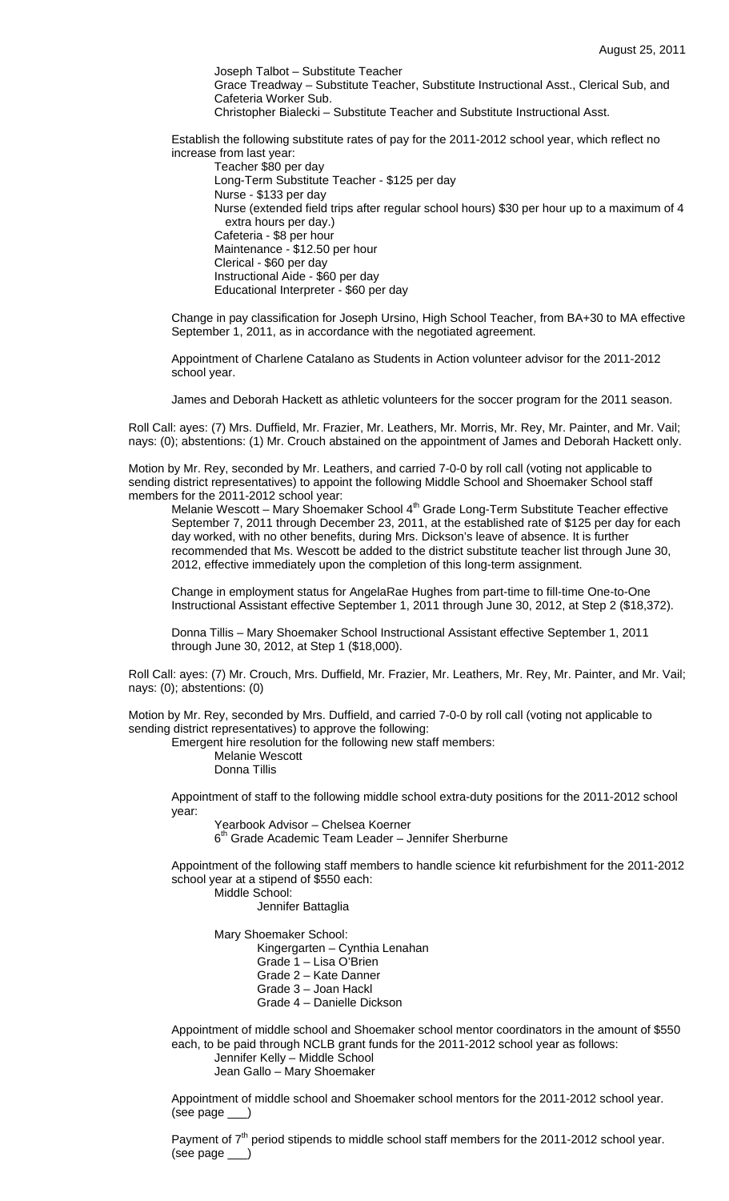Joseph Talbot – Substitute Teacher

Grace Treadway – Substitute Teacher, Substitute Instructional Asst., Clerical Sub, and Cafeteria Worker Sub.

Christopher Bialecki – Substitute Teacher and Substitute Instructional Asst.

Establish the following substitute rates of pay for the 2011-2012 school year, which reflect no increase from last year:

Teacher $80 per day
Long-Term Substitute Teacher - $125 per day
Nurse - $133 per day
Nurse (extended field trips after regular school hours) $30 per hour up to a maximum of 4 extra hours per day.)
Cafeteria - $8 per hour
Maintenance - $12.50 per hour
Clerical - $60 per day
Instructional Aide - $60 per day
Educational Interpreter - $60 per day

Change in pay classification for Joseph Ursino, High School Teacher, from BA+30 to MA effective September 1, 2011, as in accordance with the negotiated agreement.

Appointment of Charlene Catalano as Students in Action volunteer advisor for the 2011-2012 school year.

James and Deborah Hackett as athletic volunteers for the soccer program for the 2011 season.

Roll Call: ayes: (7) Mrs. Duffield, Mr. Frazier, Mr. Leathers, Mr. Morris, Mr. Rey, Mr. Painter, and Mr. Vail; nays: (0); abstentions: (1) Mr. Crouch abstained on the appointment of James and Deborah Hackett only.

Motion by Mr. Rey, seconded by Mr. Leathers, and carried 7-0-0 by roll call (voting not applicable to sending district representatives) to appoint the following Middle School and Shoemaker School staff members for the 2011-2012 school year:

Melanie Wescott – Mary Shoemaker School 4th Grade Long-Term Substitute Teacher effective September 7, 2011 through December 23, 2011, at the established rate of $125 per day for each day worked, with no other benefits, during Mrs. Dickson's leave of absence. It is further recommended that Ms. Wescott be added to the district substitute teacher list through June 30, 2012, effective immediately upon the completion of this long-term assignment.

Change in employment status for AngelaRae Hughes from part-time to fill-time One-to-One Instructional Assistant effective September 1, 2011 through June 30, 2012, at Step 2 ($18,372).

Donna Tillis – Mary Shoemaker School Instructional Assistant effective September 1, 2011 through June 30, 2012, at Step 1 ($18,000).

Roll Call: ayes: (7) Mr. Crouch, Mrs. Duffield, Mr. Frazier, Mr. Leathers, Mr. Rey, Mr. Painter, and Mr. Vail; nays: (0); abstentions: (0)

Motion by Mr. Rey, seconded by Mrs. Duffield, and carried 7-0-0 by roll call (voting not applicable to sending district representatives) to approve the following:

Emergent hire resolution for the following new staff members:

Melanie Wescott
Donna Tillis

Appointment of staff to the following middle school extra-duty positions for the 2011-2012 school year:

Yearbook Advisor – Chelsea Koerner
6th Grade Academic Team Leader – Jennifer Sherburne

Appointment of the following staff members to handle science kit refurbishment for the 2011-2012 school year at a stipend of $550 each:

Middle School:
Jennifer Battaglia

Mary Shoemaker School:
Kindergarten – Cynthia Lenahan
Grade 1 – Lisa O'Brien
Grade 2 – Kate Danner
Grade 3 – Joan Hackl
Grade 4 – Danielle Dickson

Appointment of middle school and Shoemaker school mentor coordinators in the amount of $550 each, to be paid through NCLB grant funds for the 2011-2012 school year as follows:

Jennifer Kelly – Middle School
Jean Gallo – Mary Shoemaker

Appointment of middle school and Shoemaker school mentors for the 2011-2012 school year. (see page ___)

Payment of 7th period stipends to middle school staff members for the 2011-2012 school year. (see page ___)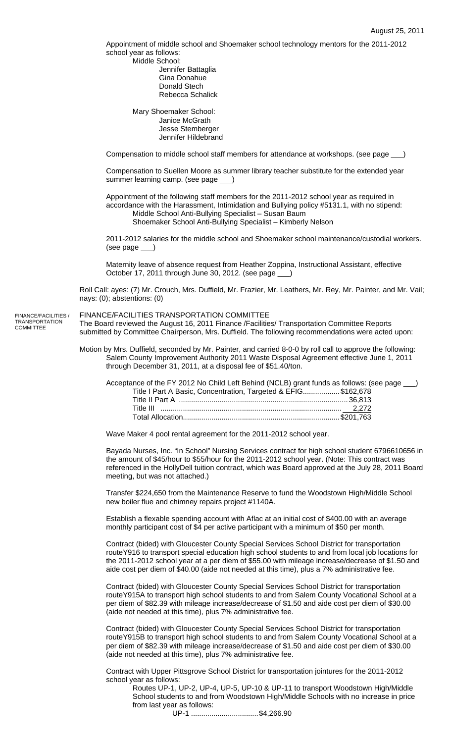August 25, 2011

Appointment of middle school and Shoemaker school technology mentors for the 2011-2012 school year as follows:

Middle School:
- Jennifer Battaglia
- Gina Donahue
- Donald Stech
- Rebecca Schalick

Mary Shoemaker School:
- Janice McGrath
- Jesse Stemberger
- Jennifer Hildebrand

Compensation to middle school staff members for attendance at workshops. (see page ___)

Compensation to Suellen Moore as summer library teacher substitute for the extended year summer learning camp. (see page ___)

Appointment of the following staff members for the 2011-2012 school year as required in accordance with the Harassment, Intimidation and Bullying policy #5131.1, with no stipend:
- Middle School Anti-Bullying Specialist – Susan Baum
- Shoemaker School Anti-Bullying Specialist – Kimberly Nelson

2011-2012 salaries for the middle school and Shoemaker school maintenance/custodial workers. (see page ___)

Maternity leave of absence request from Heather Zoppina, Instructional Assistant, effective October 17, 2011 through June 30, 2012. (see page ___)

Roll Call: ayes: (7) Mr. Crouch, Mrs. Duffield, Mr. Frazier, Mr. Leathers, Mr. Rey, Mr. Painter, and Mr. Vail; nays: (0); abstentions: (0)

FINANCE/FACILITIES / TRANSPORTATION COMMITTEE

## FINANCE/FACILITIES TRANSPORTATION COMMITTEE

The Board reviewed the August 16, 2011 Finance /Facilities/ Transportation Committee Reports submitted by Committee Chairperson, Mrs. Duffield. The following recommendations were acted upon:

Motion by Mrs. Duffield, seconded by Mr. Painter, and carried 8-0-0 by roll call to approve the following:

Salem County Improvement Authority 2011 Waste Disposal Agreement effective June 1, 2011 through December 31, 2011, at a disposal fee of $51.40/ton.

Acceptance of the FY 2012 No Child Left Behind (NCLB) grant funds as follows: (see page ___)

| | |
|---|---|
| Title I Part A Basic, Concentration, Targeted & EFIG | $162,678 |
| Title II Part A | 36,813 |
| Title III | 2,272 |
| Total Allocation | $201,763 |

Wave Maker 4 pool rental agreement for the 2011-2012 school year.

Bayada Nurses, Inc. "In School" Nursing Services contract for high school student 6796610656 in the amount of $45/hour to $55/hour for the 2011-2012 school year. (Note: This contract was referenced in the HollyDell tuition contract, which was Board approved at the July 28, 2011 Board meeting, but was not attached.)

Transfer $224,650 from the Maintenance Reserve to fund the Woodstown High/Middle School new boiler flue and chimney repairs project #1140A.

Establish a flexable spending account with Aflac at an initial cost of $400.00 with an average monthly participant cost of $4 per active participant with a minimum of $50 per month.

Contract (bided) with Gloucester County Special Services School District for transportation routeY916 to transport special education high school students to and from local job locations for the 2011-2012 school year at a per diem of $55.00 with mileage increase/decrease of $1.50 and aide cost per diem of $40.00 (aide not needed at this time), plus a 7% administrative fee.

Contract (bided) with Gloucester County Special Services School District for transportation routeY915A to transport high school students to and from Salem County Vocational School at a per diem of $82.39 with mileage increase/decrease of $1.50 and aide cost per diem of $30.00 (aide not needed at this time), plus 7% administrative fee.

Contract (bided) with Gloucester County Special Services School District for transportation routeY915B to transport high school students to and from Salem County Vocational School at a per diem of $82.39 with mileage increase/decrease of $1.50 and aide cost per diem of $30.00 (aide not needed at this time), plus 7% administrative fee.

Contract with Upper Pittsgrove School District for transportation jointures for the 2011-2012 school year as follows:

Routes UP-1, UP-2, UP-4, UP-5, UP-10 & UP-11 to transport Woodstown High/Middle School students to and from Woodstown High/Middle Schools with no increase in price from last year as follows:

UP-1 ................................ $4,266.90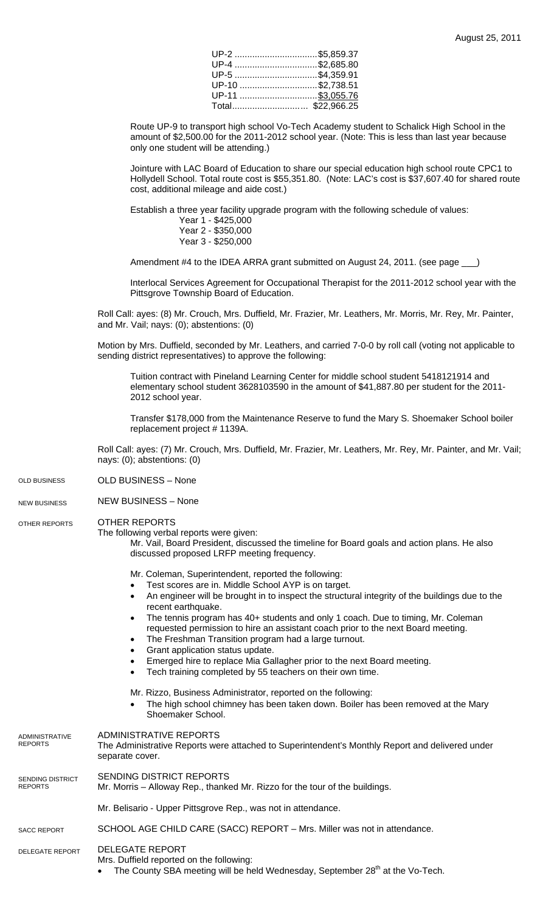August 25, 2011

| | |
|---|---|
| UP-2 | $5,859.37 |
| UP-4 | $2,685.80 |
| UP-5 | $4,359.91 |
| UP-10 | $2,738.51 |
| UP-11 | $3,055.76 |
| Total | $22,966.25 |

Route UP-9 to transport high school Vo-Tech Academy student to Schalick High School in the amount of $2,500.00 for the 2011-2012 school year. (Note: This is less than last year because only one student will be attending.)

Jointure with LAC Board of Education to share our special education high school route CPC1 to Hollydell School. Total route cost is $55,351.80. (Note: LAC's cost is $37,607.40 for shared route cost, additional mileage and aide cost.)

Establish a three year facility upgrade program with the following schedule of values:

- Year 1 - $425,000
- Year 2 - $350,000
- Year 3 - $250,000

Amendment #4 to the IDEA ARRA grant submitted on August 24, 2011. (see page ___)

Interlocal Services Agreement for Occupational Therapist for the 2011-2012 school year with the Pittsgrove Township Board of Education.

Roll Call: ayes: (8) Mr. Crouch, Mrs. Duffield, Mr. Frazier, Mr. Leathers, Mr. Morris, Mr. Rey, Mr. Painter, and Mr. Vail; nays: (0); abstentions: (0)

Motion by Mrs. Duffield, seconded by Mr. Leathers, and carried 7-0-0 by roll call (voting not applicable to sending district representatives) to approve the following:

Tuition contract with Pineland Learning Center for middle school student 5418121914 and elementary school student 3628103590 in the amount of $41,887.80 per student for the 2011-2012 school year.

Transfer $178,000 from the Maintenance Reserve to fund the Mary S. Shoemaker School boiler replacement project # 1139A.

Roll Call: ayes: (7) Mr. Crouch, Mrs. Duffield, Mr. Frazier, Mr. Leathers, Mr. Rey, Mr. Painter, and Mr. Vail; nays: (0); abstentions: (0)

OLD BUSINESS

OLD BUSINESS – None

NEW BUSINESS

NEW BUSINESS – None

OTHER REPORTS

OTHER REPORTS

The following verbal reports were given:

Mr. Vail, Board President, discussed the timeline for Board goals and action plans. He also discussed proposed LRFP meeting frequency.

Mr. Coleman, Superintendent, reported the following:

- Test scores are in. Middle School AYP is on target.
- An engineer will be brought in to inspect the structural integrity of the buildings due to the recent earthquake.
- The tennis program has 40+ students and only 1 coach. Due to timing, Mr. Coleman requested permission to hire an assistant coach prior to the next Board meeting.
- The Freshman Transition program had a large turnout.
- Grant application status update.
- Emerged hire to replace Mia Gallagher prior to the next Board meeting.
- Tech training completed by 55 teachers on their own time.

Mr. Rizzo, Business Administrator, reported on the following:

- The high school chimney has been taken down. Boiler has been removed at the Mary Shoemaker School.

ADMINISTRATIVE REPORTS

ADMINISTRATIVE REPORTS

The Administrative Reports were attached to Superintendent's Monthly Report and delivered under separate cover.

SENDING DISTRICT REPORTS

SENDING DISTRICT REPORTS

Mr. Morris – Alloway Rep., thanked Mr. Rizzo for the tour of the buildings.

Mr. Belisario - Upper Pittsgrove Rep., was not in attendance.

SACC REPORT

SCHOOL AGE CHILD CARE (SACC) REPORT – Mrs. Miller was not in attendance.

DELEGATE REPORT

DELEGATE REPORT

Mrs. Duffield reported on the following:

- The County SBA meeting will be held Wednesday, September 28th at the Vo-Tech.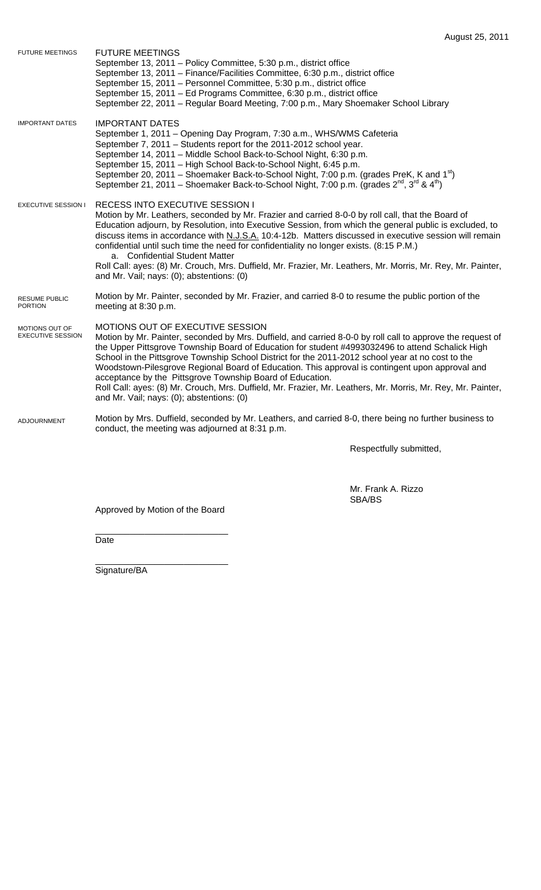August 25, 2011

FUTURE MEETINGS

## FUTURE MEETINGS

September 13, 2011 – Policy Committee, 5:30 p.m., district office
September 13, 2011 – Finance/Facilities Committee, 6:30 p.m., district office
September 15, 2011 – Personnel Committee, 5:30 p.m., district office
September 15, 2011 – Ed Programs Committee, 6:30 p.m., district office
September 22, 2011 – Regular Board Meeting, 7:00 p.m., Mary Shoemaker School Library

IMPORTANT DATES

## IMPORTANT DATES

September 1, 2011 – Opening Day Program, 7:30 a.m., WHS/WMS Cafeteria
September 7, 2011 – Students report for the 2011-2012 school year.
September 14, 2011 – Middle School Back-to-School Night, 6:30 p.m.
September 15, 2011 – High School Back-to-School Night, 6:45 p.m.
September 20, 2011 – Shoemaker Back-to-School Night, 7:00 p.m. (grades PreK, K and 1st)
September 21, 2011 – Shoemaker Back-to-School Night, 7:00 p.m. (grades 2nd, 3rd & 4th)

EXECUTIVE SESSION I

## RECESS INTO EXECUTIVE SESSION I

Motion by Mr. Leathers, seconded by Mr. Frazier and carried 8-0-0 by roll call, that the Board of Education adjourn, by Resolution, into Executive Session, from which the general public is excluded, to discuss items in accordance with N.J.S.A. 10:4-12b. Matters discussed in executive session will remain confidential until such time the need for confidentiality no longer exists. (8:15 P.M.)

a. Confidential Student Matter

Roll Call: ayes: (8) Mr. Crouch, Mrs. Duffield, Mr. Frazier, Mr. Leathers, Mr. Morris, Mr. Rey, Mr. Painter, and Mr. Vail; nays: (0); abstentions: (0)

RESUME PUBLIC PORTION

Motion by Mr. Painter, seconded by Mr. Frazier, and carried 8-0 to resume the public portion of the meeting at 8:30 p.m.

MOTIONS OUT OF EXECUTIVE SESSION

## MOTIONS OUT OF EXECUTIVE SESSION

Motion by Mr. Painter, seconded by Mrs. Duffield, and carried 8-0-0 by roll call to approve the request of the Upper Pittsgrove Township Board of Education for student #4993032496 to attend Schalick High School in the Pittsgrove Township School District for the 2011-2012 school year at no cost to the Woodstown-Pilesgrove Regional Board of Education. This approval is contingent upon approval and acceptance by the Pittsgrove Township Board of Education.

Roll Call: ayes: (8) Mr. Crouch, Mrs. Duffield, Mr. Frazier, Mr. Leathers, Mr. Morris, Mr. Rey, Mr. Painter, and Mr. Vail; nays: (0); abstentions: (0)

ADJOURNMENT

Motion by Mrs. Duffield, seconded by Mr. Leathers, and carried 8-0, there being no further business to conduct, the meeting was adjourned at 8:31 p.m.

Respectfully submitted,

Mr. Frank A. Rizzo
SBA/BS

Approved by Motion of the Board

______________________________
Date

______________________________
Signature/BA